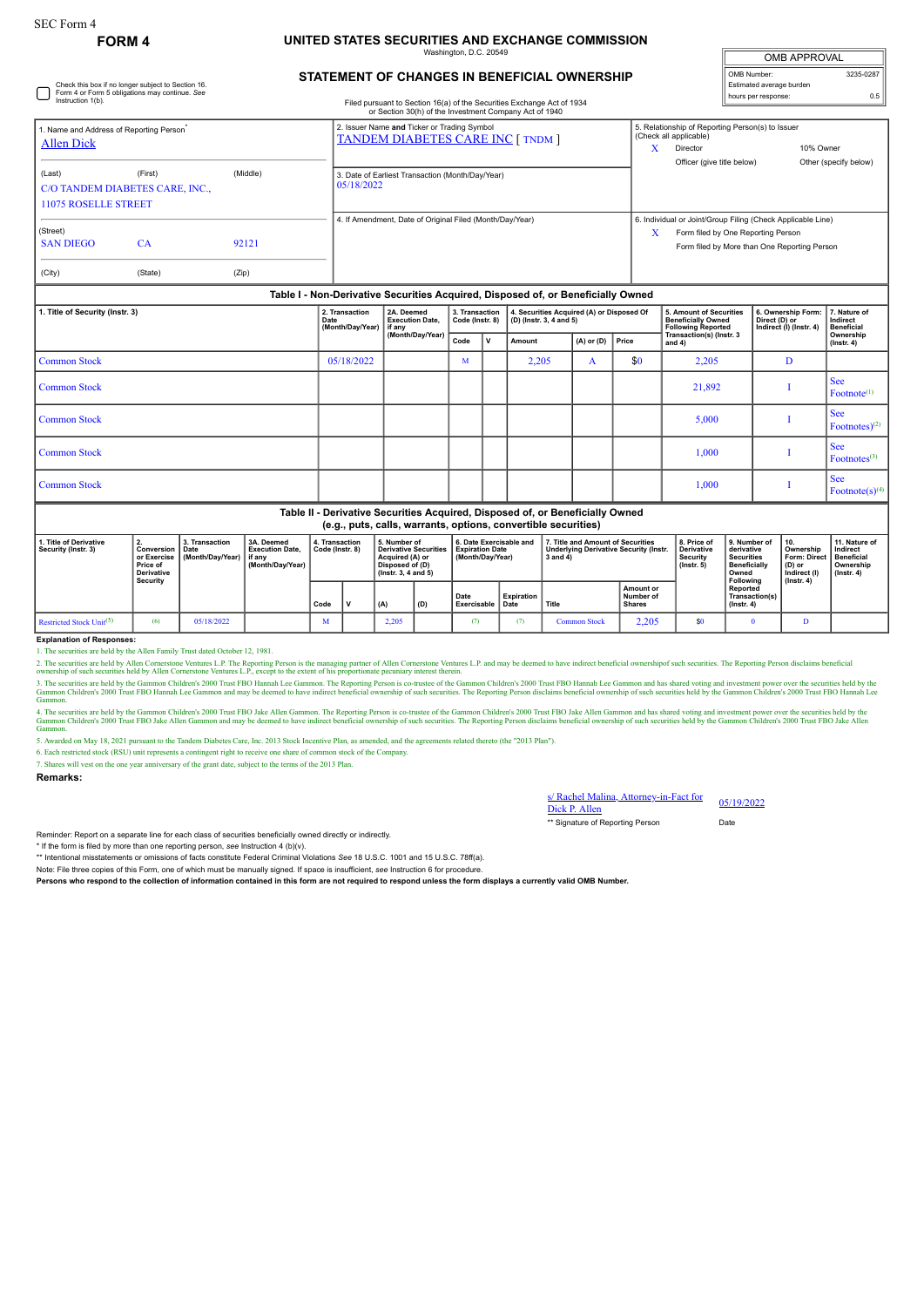SEC Form 4

# FORM 4

## UNITED STATES SECURITIES AND EXCHANGE COMMISSION

Washington, D.C. 20549

## STATEMENT OF CHANGES IN BENEFICIAL OWNERSHIP

Filed pursuant to Section 16(a) of the Securities Exchange Act of 1934
or Section 30(h) of the Investment Company Act of 1940

| OMB APPROVAL | |
|---|---|
| OMB Number: | 3235-0287 |
| Estimated average burden | |
| hours per response: | 0.5 |

☐ Check this box if no longer subject to Section 16. Form 4 or Form 5 obligations may continue. *See* Instruction 1(b).

1. Name and Address of Reporting Person*
Allen Dick

(Last) (First) (Middle)
C/O TANDEM DIABETES CARE, INC.,
11075 ROSELLE STREET

(Street)
SAN DIEGO CA 92121

(City) (State) (Zip)

2. Issuer Name **and** Ticker or Trading Symbol
TANDEM DIABETES CARE INC [ TNDM ]

3. Date of Earliest Transaction (Month/Day/Year)
05/18/2022

4. If Amendment, Date of Original Filed (Month/Day/Year)

5. Relationship of Reporting Person(s) to Issuer (Check all applicable)
X Director
10% Owner
Officer (give title below)
Other (specify below)

6. Individual or Joint/Group Filing (Check Applicable Line)
X Form filed by One Reporting Person
Form filed by More than One Reporting Person

### Table I - Non-Derivative Securities Acquired, Disposed of, or Beneficially Owned

| 1. Title of Security (Instr. 3) | 2. Transaction Date (Month/Day/Year) | 2A. Deemed Execution Date, if any (Month/Day/Year) | 3. Transaction Code (Instr. 8) | | 4. Securities Acquired (A) or Disposed Of (D) (Instr. 3, 4 and 5) | | | 5. Amount of Securities Beneficially Owned Following Reported Transaction(s) (Instr. 3 and 4) | 6. Ownership Form: Direct (D) or Indirect (I) (Instr. 4) | 7. Nature of Indirect Beneficial Ownership (Instr. 4) |
|---|---|---|---|---|---|---|---|---|---|---|
| | | | Code | V | Amount | (A) or (D) | Price | | | |
| Common Stock | 05/18/2022 | | M | | 2,205 | A | $0 | 2,205 | D | |
| Common Stock | | | | | | | | 21,892 | I | See Footnote[1] |
| Common Stock | | | | | | | | 5,000 | I | See Footnotes)[2] |
| Common Stock | | | | | | | | 1,000 | I | See Footnotes[3] |
| Common Stock | | | | | | | | 1,000 | I | See Footnote(s)[4] |

### Table II - Derivative Securities Acquired, Disposed of, or Beneficially Owned (e.g., puts, calls, warrants, options, convertible securities)

| 1. Title of Derivative Security (Instr. 3) | 2. Conversion or Exercise Price of Derivative Security | 3. Transaction Date (Month/Day/Year) | 3A. Deemed Execution Date, if any (Month/Day/Year) | 4. Transaction Code (Instr. 8) | | 5. Number of Derivative Securities Acquired (A) or Disposed of (D) (Instr. 3, 4 and 5) | | 6. Date Exercisable and Expiration Date (Month/Day/Year) | | 7. Title and Amount of Securities Underlying Derivative Security (Instr. 3 and 4) | | 8. Price of Derivative Security (Instr. 5) | 9. Number of derivative Securities Beneficially Owned Following Reported Transaction(s) (Instr. 4) | 10. Ownership Form: Direct (D) or Indirect (I) (Instr. 4) | 11. Nature of Indirect Beneficial Ownership (Instr. 4) |
|---|---|---|---|---|---|---|---|---|---|---|---|---|---|---|---|
| | | | | Code | V | (A) | (D) | Date Exercisable | Expiration Date | Title | Amount or Number of Shares | | | | |
| Restricted Stock Unit[5] | (6) | 05/18/2022 | | M | | 2,205 | | (7) | (7) | Common Stock | 2,205 | $0 | 0 | D | |

**Explanation of Responses:**

1. The securities are held by the Allen Family Trust dated October 12, 1981.

2. The securities are held by Allen Cornerstone Ventures L.P. The Reporting Person is the managing partner of Allen Cornerstone Ventures L.P. and may be deemed to have indirect beneficial ownershipof such securities. The Reporting Person disclaims beneficial ownership of such securities held by Allen Cornerstone Ventures L.P., except to the extent of his proportionate pecuniary interest therein.

3. The securities are held by the Gammon Children's 2000 Trust FBO Hannah Lee Gammon. The Reporting Person is co-trustee of the Gammon Children's 2000 Trust FBO Hannah Lee Gammon and has shared voting and investment power over the securities held by the Gammon Children's 2000 Trust FBO Hannah Lee Gammon and may be deemed to have indirect beneficial ownership of such securities. The Reporting Person disclaims beneficial ownership of such securities held by the Gammon Children's 2000 Trust FBO Hannah Lee Gammon.

4. The securities are held by the Gammon Children's 2000 Trust FBO Jake Allen Gammon. The Reporting Person is co-trustee of the Gammon Children's 2000 Trust FBO Jake Allen Gammon and has shared voting and investment power over the securities held by the Gammon Children's 2000 Trust FBO Jake Allen Gammon and may be deemed to have indirect beneficial ownership of such securities. The Reporting Person disclaims beneficial ownership of such securities held by the Gammon Children's 2000 Trust FBO Jake Allen Gammon.

5. Awarded on May 18, 2021 pursuant to the Tandem Diabetes Care, Inc. 2013 Stock Incentive Plan, as amended, and the agreements related thereto (the "2013 Plan").

6. Each restricted stock (RSU) unit represents a contingent right to receive one share of common stock of the Company.

7. Shares will vest on the one year anniversary of the grant date, subject to the terms of the 2013 Plan.

**Remarks:**

s/ Rachel Malina, Attorney-in-Fact for Dick P. Allen — 05/19/2022

** Signature of Reporting Person — Date

Reminder: Report on a separate line for each class of securities beneficially owned directly or indirectly.

* If the form is filed by more than one reporting person, *see* Instruction 4 (b)(v).

** Intentional misstatements or omissions of facts constitute Federal Criminal Violations *See* 18 U.S.C. 1001 and 15 U.S.C. 78ff(a).

Note: File three copies of this Form, one of which must be manually signed. If space is insufficient, *see* Instruction 6 for procedure.

**Persons who respond to the collection of information contained in this form are not required to respond unless the form displays a currently valid OMB Number.**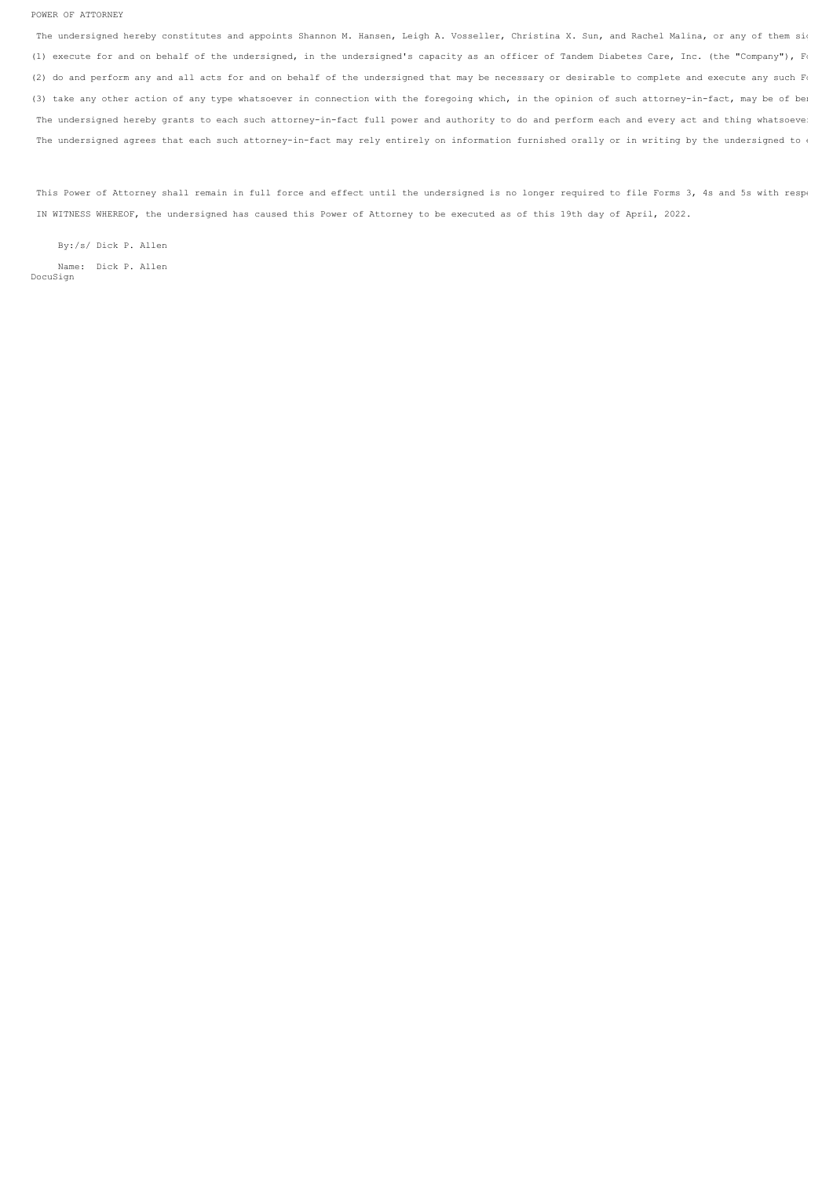POWER OF ATTORNEY

The undersigned hereby constitutes and appoints Shannon M. Hansen, Leigh A. Vosseller, Christina X. Sun, and Rachel Malina, or any of them si

(1) execute for and on behalf of the undersigned, in the undersigned's capacity as an officer of Tandem Diabetes Care, Inc. (the "Company"), Fo

(2) do and perform any and all acts for and on behalf of the undersigned that may be necessary or desirable to complete and execute any such Fo

(3) take any other action of any type whatsoever in connection with the foregoing which, in the opinion of such attorney-in-fact, may be of ben

The undersigned hereby grants to each such attorney-in-fact full power and authority to do and perform each and every act and thing whatsoever

The undersigned agrees that each such attorney-in-fact may rely entirely on information furnished orally or in writing by the undersigned to e

This Power of Attorney shall remain in full force and effect until the undersigned is no longer required to file Forms 3, 4s and 5s with respe

IN WITNESS WHEREOF, the undersigned has caused this Power of Attorney to be executed as of this 19th day of April, 2022.

By:/s/ Dick P. Allen

Name: Dick P. Allen

DocuSign